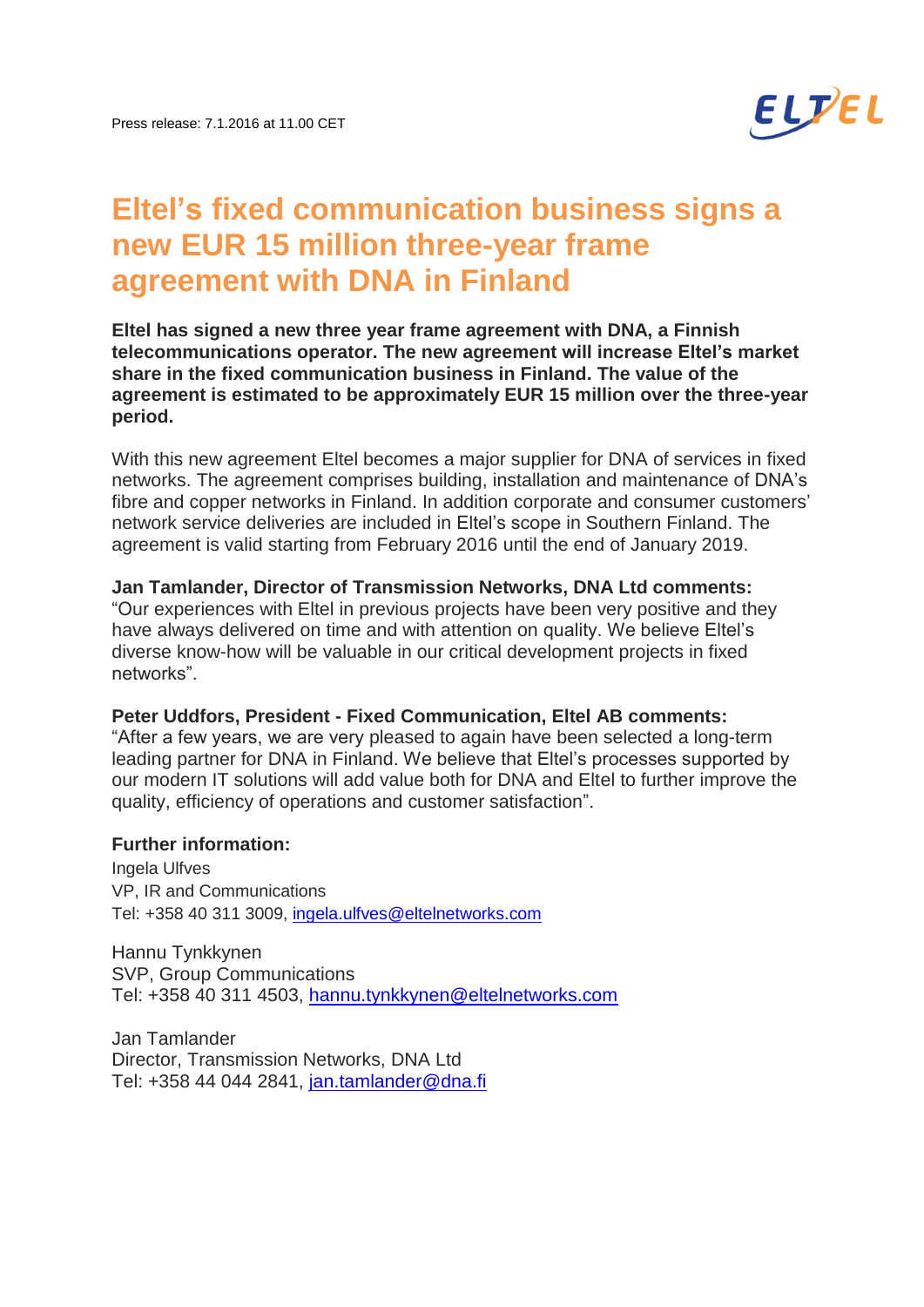Press release: 7.1.2016 at 11.00 CET

# Eltel's fixed communication business signs a new EUR 15 million three-year frame agreement with DNA in Finland

**Eltel has signed a new three year frame agreement with DNA, a Finnish telecommunications operator. The new agreement will increase Eltel's market share in the fixed communication business in Finland. The value of the agreement is estimated to be approximately EUR 15 million over the three-year period.**

With this new agreement Eltel becomes a major supplier for DNA of services in fixed networks. The agreement comprises building, installation and maintenance of DNA's fibre and copper networks in Finland. In addition corporate and consumer customers' network service deliveries are included in Eltel's scope in Southern Finland. The agreement is valid starting from February 2016 until the end of January 2019.

**Jan Tamlander, Director of Transmission Networks, DNA Ltd comments:**
"Our experiences with Eltel in previous projects have been very positive and they have always delivered on time and with attention on quality. We believe Eltel's diverse know-how will be valuable in our critical development projects in fixed networks".

**Peter Uddfors, President - Fixed Communication, Eltel AB comments:**
"After a few years, we are very pleased to again have been selected a long-term leading partner for DNA in Finland. We believe that Eltel's processes supported by our modern IT solutions will add value both for DNA and Eltel to further improve the quality, efficiency of operations and customer satisfaction".

**Further information:**

Ingela Ulfves
VP, IR and Communications
Tel: +358 40 311 3009, ingela.ulfves@eltelnetworks.com

Hannu Tynkkynen
SVP, Group Communications
Tel: +358 40 311 4503, hannu.tynkkynen@eltelnetworks.com

Jan Tamlander
Director, Transmission Networks, DNA Ltd
Tel: +358 44 044 2841, jan.tamlander@dna.fi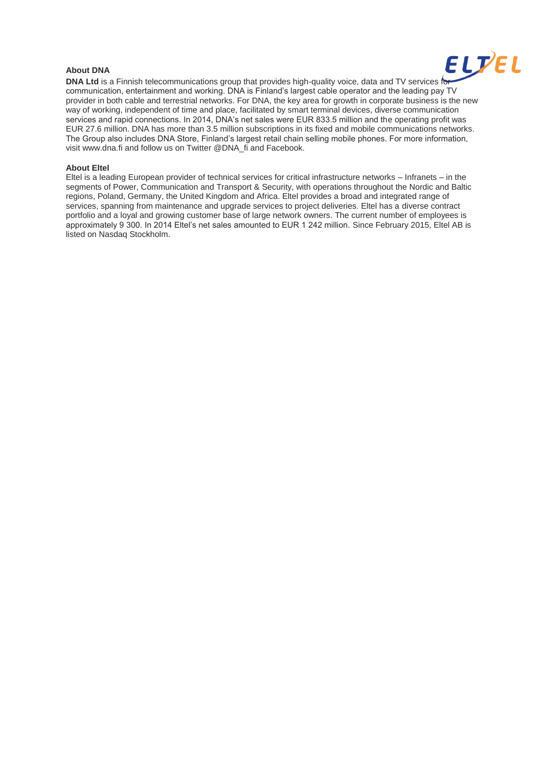### About DNA

**DNA Ltd** is a Finnish telecommunications group that provides high-quality voice, data and TV services for communication, entertainment and working. DNA is Finland's largest cable operator and the leading pay TV provider in both cable and terrestrial networks. For DNA, the key area for growth in corporate business is the new way of working, independent of time and place, facilitated by smart terminal devices, diverse communication services and rapid connections. In 2014, DNA's net sales were EUR 833.5 million and the operating profit was EUR 27.6 million. DNA has more than 3.5 million subscriptions in its fixed and mobile communications networks. The Group also includes DNA Store, Finland's largest retail chain selling mobile phones. For more information, visit www.dna.fi and follow us on Twitter @DNA_fi and Facebook.

### About Eltel

Eltel is a leading European provider of technical services for critical infrastructure networks – Infranets – in the segments of Power, Communication and Transport & Security, with operations throughout the Nordic and Baltic regions, Poland, Germany, the United Kingdom and Africa. Eltel provides a broad and integrated range of services, spanning from maintenance and upgrade services to project deliveries. Eltel has a diverse contract portfolio and a loyal and growing customer base of large network owners. The current number of employees is approximately 9 300. In 2014 Eltel's net sales amounted to EUR 1 242 million. Since February 2015, Eltel AB is listed on Nasdaq Stockholm.